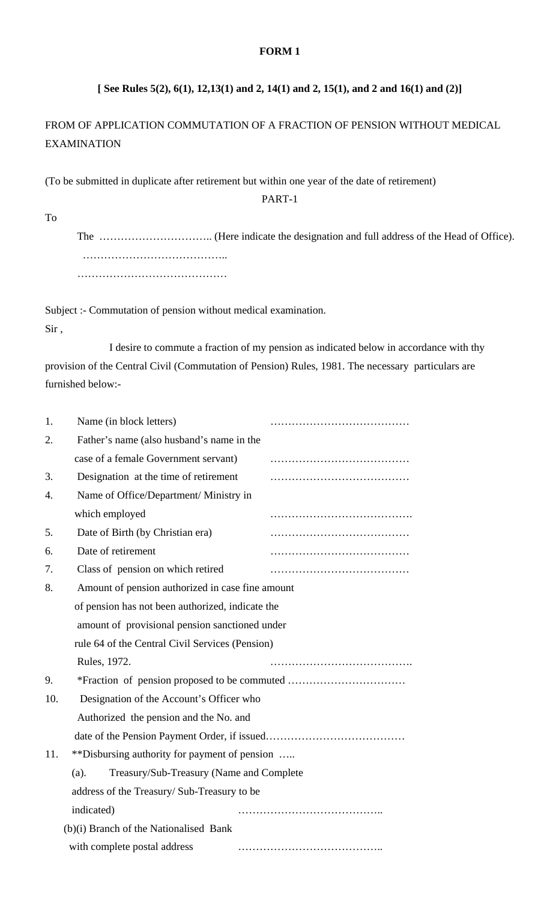# FORM 1

**[ See Rules 5(2), 6(1), 12,13(1) and 2, 14(1) and 2, 15(1), and 2 and 16(1) and (2)]**

FROM OF APPLICATION COMMUTATION OF A FRACTION OF PENSION WITHOUT MEDICAL EXAMINATION

(To be submitted in duplicate after retirement but within one year of the date of retirement)

PART-1

To

The ………………………….. (Here indicate the designation and full address of the Head of Office).

…………………………………..

……………………………………

Subject :- Commutation of pension without medical examination.

Sir ,

I desire to commute a fraction of my pension as indicated below in accordance with thy provision of the Central Civil (Commutation of Pension) Rules, 1981. The necessary particulars are furnished below:-

1. Name (in block letters) …………………………………
2. Father's name (also husband's name in the case of a female Government servant) …………………………………
3. Designation at the time of retirement …………………………………
4. Name of Office/Department/ Ministry in which employed ………………………………….
5. Date of Birth (by Christian era) …………………………………
6. Date of retirement …………………………………
7. Class of pension on which retired …………………………………
8. Amount of pension authorized in case fine amount of pension has not been authorized, indicate the amount of provisional pension sanctioned under rule 64 of the Central Civil Services (Pension) Rules, 1972. ………………………………….
9. *Fraction of pension proposed to be commuted ……………………………
10. Designation of the Account's Officer who Authorized the pension and the No. and date of the Pension Payment Order, if issued…………………………………
11. **Disbursing authority for payment of pension …..
    (a). Treasury/Sub-Treasury (Name and Complete address of the Treasury/ Sub-Treasury to be indicated) …………………………………..
    (b)(i) Branch of the Nationalised Bank with complete postal address …………………………………..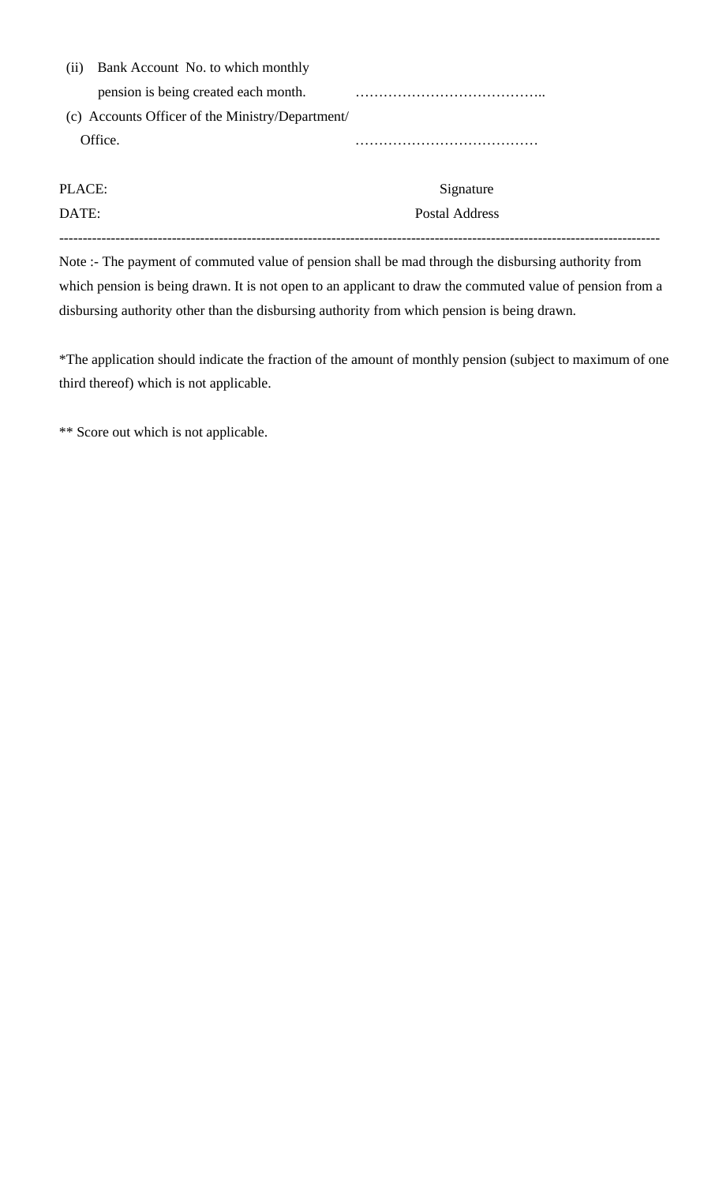(ii) Bank Account No. to which monthly pension is being created each month. …………………………………..

(c) Accounts Officer of the Ministry/Department/ Office. …………………………………

PLACE: Signature

DATE: Postal Address

---

Note :- The payment of commuted value of pension shall be mad through the disbursing authority from which pension is being drawn. It is not open to an applicant to draw the commuted value of pension from a disbursing authority other than the disbursing authority from which pension is being drawn.

*The application should indicate the fraction of the amount of monthly pension (subject to maximum of one third thereof) which is not applicable.

** Score out which is not applicable.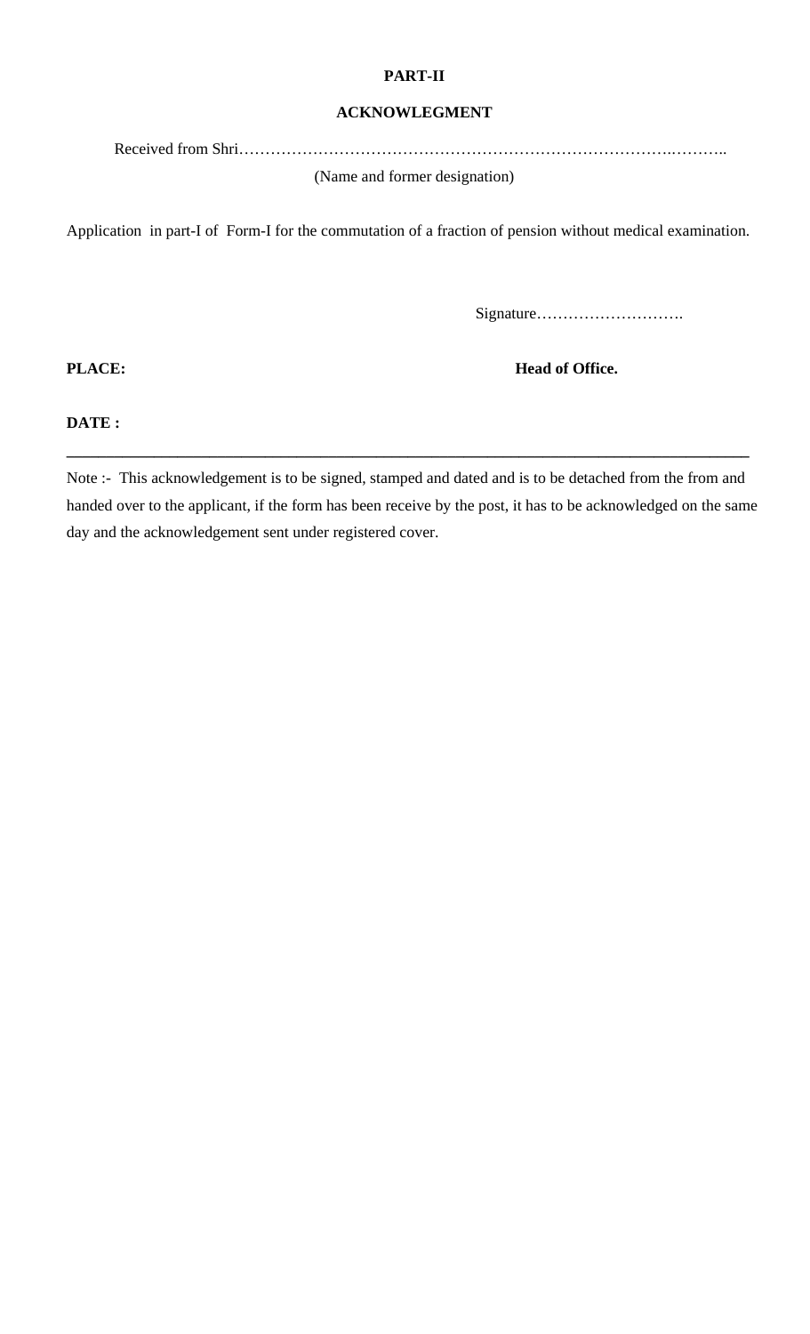**PART-II**

**ACKNOWLEGMENT**

Received from Shri……………………………………………………………………….………..

(Name and former designation)

Application in part-I of Form-I for the commutation of a fraction of pension without medical examination.

Signature……………………….

**PLACE:** **Head of Office.**

**DATE :**

---

Note :- This acknowledgement is to be signed, stamped and dated and is to be detached from the from and handed over to the applicant, if the form has been receive by the post, it has to be acknowledged on the same day and the acknowledgement sent under registered cover.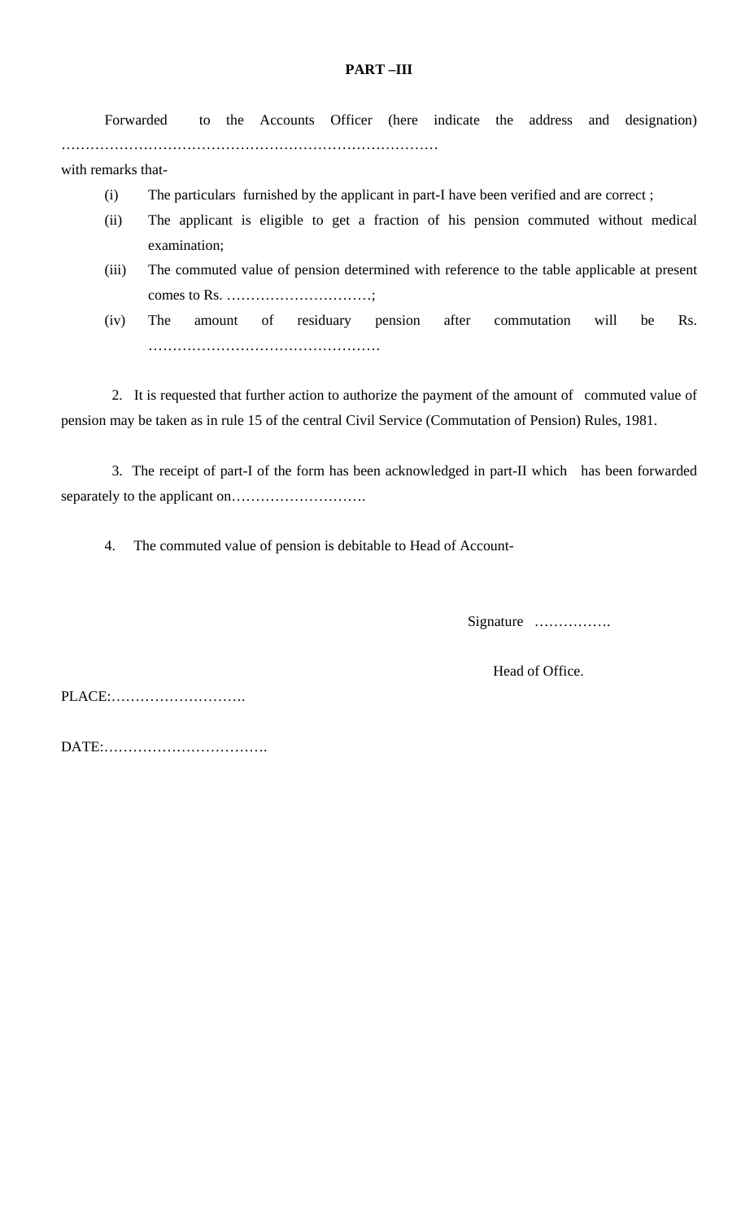## PART –III

Forwarded to the Accounts Officer (here indicate the address and designation) ……………………………………………………………………

with remarks that-

(i) The particulars furnished by the applicant in part-I have been verified and are correct ;

(ii) The applicant is eligible to get a fraction of his pension commuted without medical examination;

(iii) The commuted value of pension determined with reference to the table applicable at present comes to Rs. …………………………;

(iv) The amount of residuary pension after commutation will be Rs. …………………………………………

2. It is requested that further action to authorize the payment of the amount of commuted value of pension may be taken as in rule 15 of the central Civil Service (Commutation of Pension) Rules, 1981.

3. The receipt of part-I of the form has been acknowledged in part-II which has been forwarded separately to the applicant on……………………….

4. The commuted value of pension is debitable to Head of Account-

Signature …………….

Head of Office.

PLACE:……………………….

DATE:…………………………….